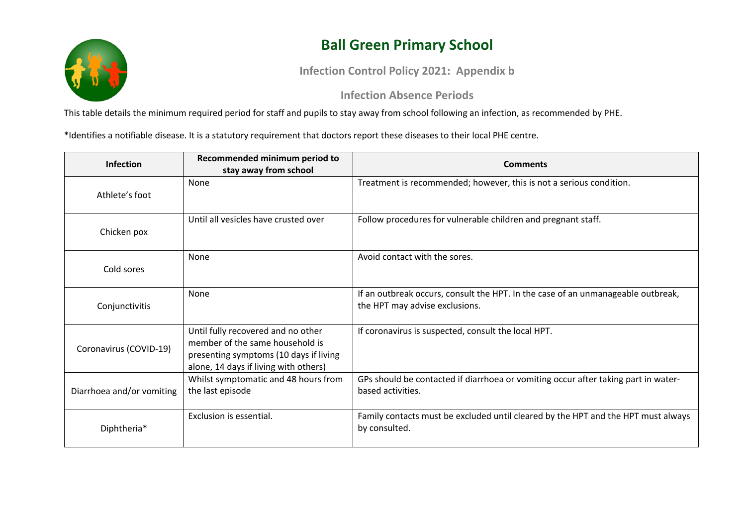# Ball Green Primary School

## Infection Control Policy 2021: Appendix b

### Infection Absence Periods

This table details the minimum required period for staff and pupils to stay away from school following an infection, as recommended by PHE.

*Identifies a notifiable disease. It is a statutory requirement that doctors report these diseases to their local PHE centre.

| Infection | Recommended minimum period to stay away from school | Comments |
|---|---|---|
| Athlete's foot | None | Treatment is recommended; however, this is not a serious condition. |
| Chicken pox | Until all vesicles have crusted over | Follow procedures for vulnerable children and pregnant staff. |
| Cold sores | None | Avoid contact with the sores. |
| Conjunctivitis | None | If an outbreak occurs, consult the HPT. In the case of an unmanageable outbreak, the HPT may advise exclusions. |
| Coronavirus (COVID-19) | Until fully recovered and no other member of the same household is presenting symptoms (10 days if living alone, 14 days if living with others) | If coronavirus is suspected, consult the local HPT. |
| Diarrhoea and/or vomiting | Whilst symptomatic and 48 hours from the last episode | GPs should be contacted if diarrhoea or vomiting occur after taking part in water-based activities. |
| Diphtheria* | Exclusion is essential. | Family contacts must be excluded until cleared by the HPT and the HPT must always by consulted. |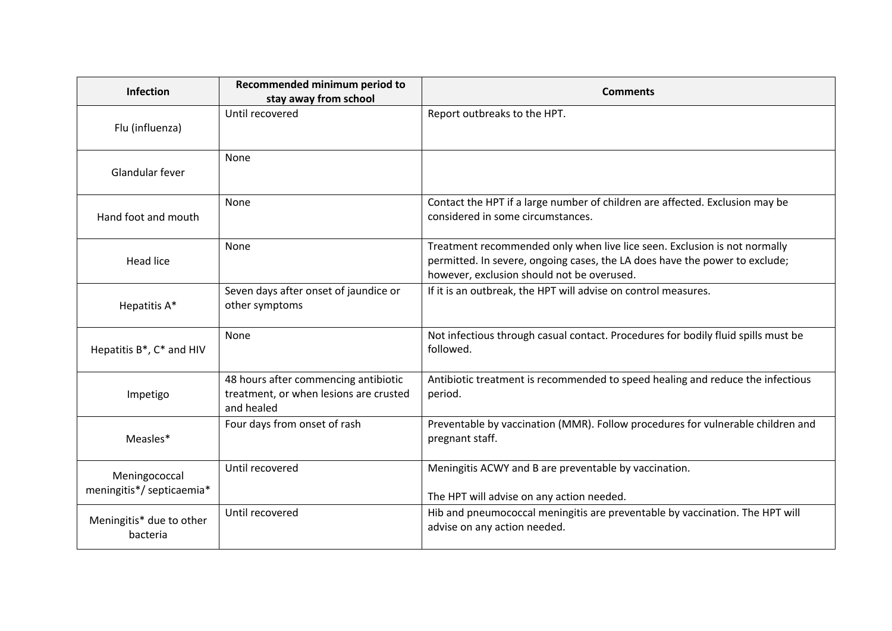| Infection | Recommended minimum period to stay away from school | Comments |
| --- | --- | --- |
| Flu (influenza) | Until recovered | Report outbreaks to the HPT. |
| Glandular fever | None | |
| Hand foot and mouth | None | Contact the HPT if a large number of children are affected. Exclusion may be considered in some circumstances. |
| Head lice | None | Treatment recommended only when live lice seen. Exclusion is not normally permitted. In severe, ongoing cases, the LA does have the power to exclude; however, exclusion should not be overused. |
| Hepatitis A* | Seven days after onset of jaundice or other symptoms | If it is an outbreak, the HPT will advise on control measures. |
| Hepatitis B*, C* and HIV | None | Not infectious through casual contact. Procedures for bodily fluid spills must be followed. |
| Impetigo | 48 hours after commencing antibiotic treatment, or when lesions are crusted and healed | Antibiotic treatment is recommended to speed healing and reduce the infectious period. |
| Measles* | Four days from onset of rash | Preventable by vaccination (MMR). Follow procedures for vulnerable children and pregnant staff. |
| Meningococcal meningitis*/ septicaemia* | Until recovered | Meningitis ACWY and B are preventable by vaccination.<br><br>The HPT will advise on any action needed. |
| Meningitis* due to other bacteria | Until recovered | Hib and pneumococcal meningitis are preventable by vaccination. The HPT will advise on any action needed. |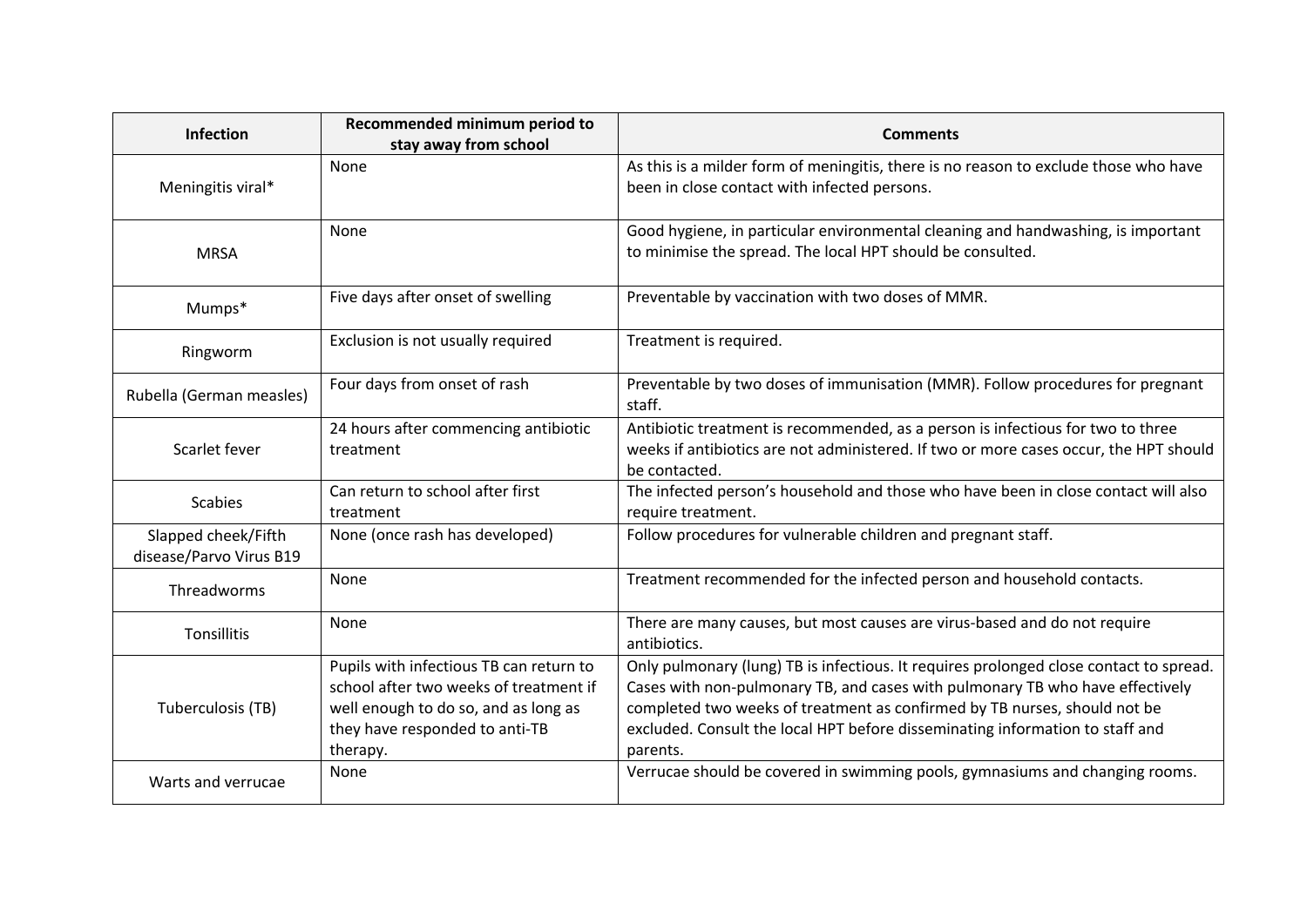| Infection | Recommended minimum period to stay away from school | Comments |
| --- | --- | --- |
| Meningitis viral* | None | As this is a milder form of meningitis, there is no reason to exclude those who have been in close contact with infected persons. |
| MRSA | None | Good hygiene, in particular environmental cleaning and handwashing, is important to minimise the spread. The local HPT should be consulted. |
| Mumps* | Five days after onset of swelling | Preventable by vaccination with two doses of MMR. |
| Ringworm | Exclusion is not usually required | Treatment is required. |
| Rubella (German measles) | Four days from onset of rash | Preventable by two doses of immunisation (MMR). Follow procedures for pregnant staff. |
| Scarlet fever | 24 hours after commencing antibiotic treatment | Antibiotic treatment is recommended, as a person is infectious for two to three weeks if antibiotics are not administered. If two or more cases occur, the HPT should be contacted. |
| Scabies | Can return to school after first treatment | The infected person's household and those who have been in close contact will also require treatment. |
| Slapped cheek/Fifth disease/Parvo Virus B19 | None (once rash has developed) | Follow procedures for vulnerable children and pregnant staff. |
| Threadworms | None | Treatment recommended for the infected person and household contacts. |
| Tonsillitis | None | There are many causes, but most causes are virus-based and do not require antibiotics. |
| Tuberculosis (TB) | Pupils with infectious TB can return to school after two weeks of treatment if well enough to do so, and as long as they have responded to anti-TB therapy. | Only pulmonary (lung) TB is infectious. It requires prolonged close contact to spread. Cases with non-pulmonary TB, and cases with pulmonary TB who have effectively completed two weeks of treatment as confirmed by TB nurses, should not be excluded. Consult the local HPT before disseminating information to staff and parents. |
| Warts and verrucae | None | Verrucae should be covered in swimming pools, gymnasiums and changing rooms. |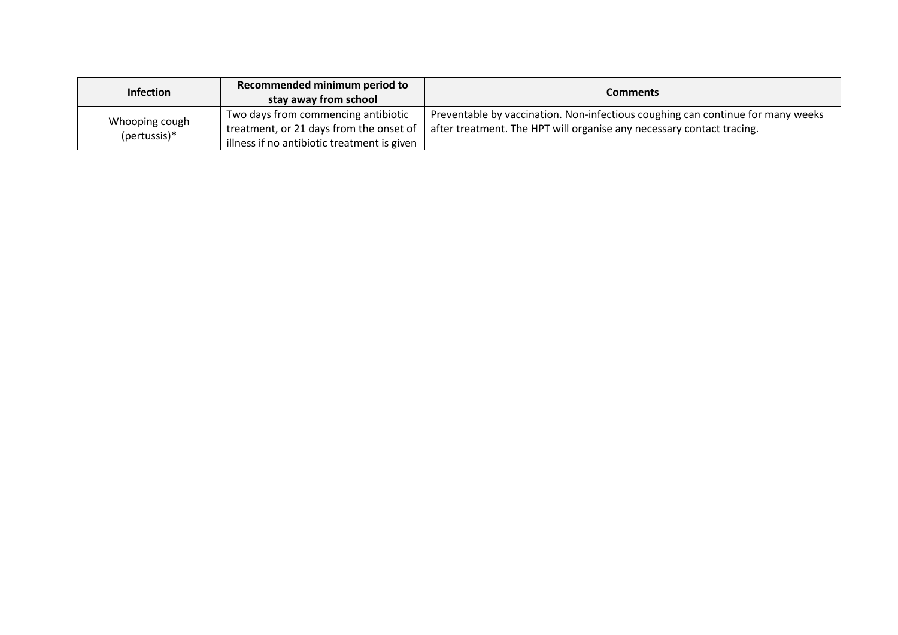| Infection | Recommended minimum period to stay away from school | Comments |
|---|---|---|
| Whooping cough (pertussis)* | Two days from commencing antibiotic treatment, or 21 days from the onset of illness if no antibiotic treatment is given | Preventable by vaccination. Non-infectious coughing can continue for many weeks after treatment. The HPT will organise any necessary contact tracing. |